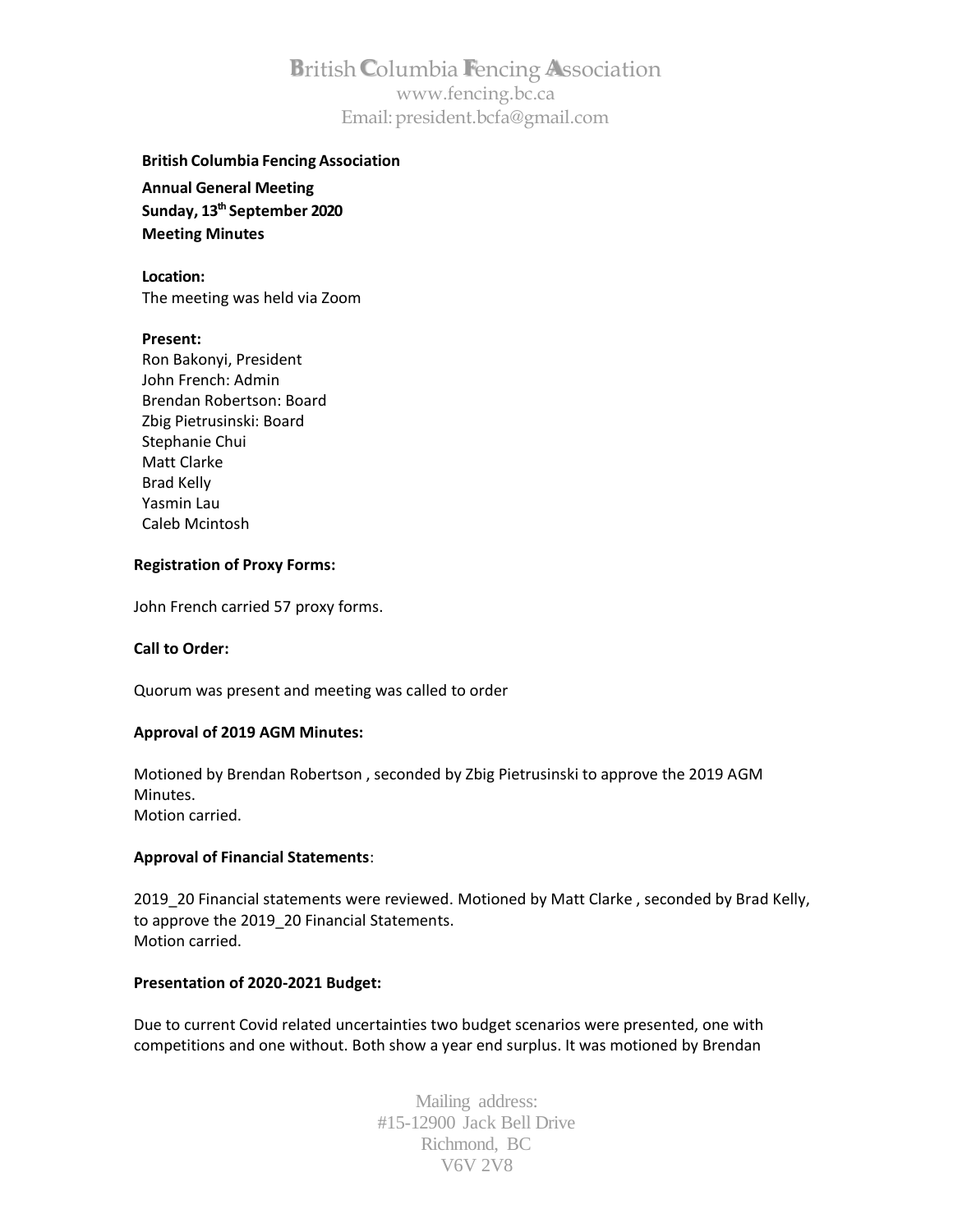# British Columbia Fencing Association

www.fencing.bc.ca
Email: president.bcfa@gmail.com

**British Columbia Fencing Association**

**Annual General Meeting**
**Sunday, 13th September 2020**
**Meeting Minutes**

**Location:**
The meeting was held via Zoom

**Present:**
Ron Bakonyi, President
John French: Admin
Brendan Robertson: Board
Zbig Pietrusinski: Board
Stephanie Chui
Matt Clarke
Brad Kelly
Yasmin Lau
Caleb Mcintosh

**Registration of Proxy Forms:**

John French carried 57 proxy forms.

**Call to Order:**

Quorum was present and meeting was called to order

**Approval of 2019 AGM Minutes:**

Motioned by Brendan Robertson , seconded by Zbig Pietrusinski to approve the 2019 AGM Minutes.
Motion carried.

**Approval of Financial Statements**:

2019_20 Financial statements were reviewed. Motioned by Matt Clarke , seconded by Brad Kelly, to approve the 2019_20 Financial Statements.
Motion carried.

**Presentation of 2020-2021 Budget:**

Due to current Covid related uncertainties two budget scenarios were presented, one with competitions and one without. Both show a year end surplus. It was motioned by Brendan

Mailing address:
#15-12900 Jack Bell Drive
Richmond, BC
V6V 2V8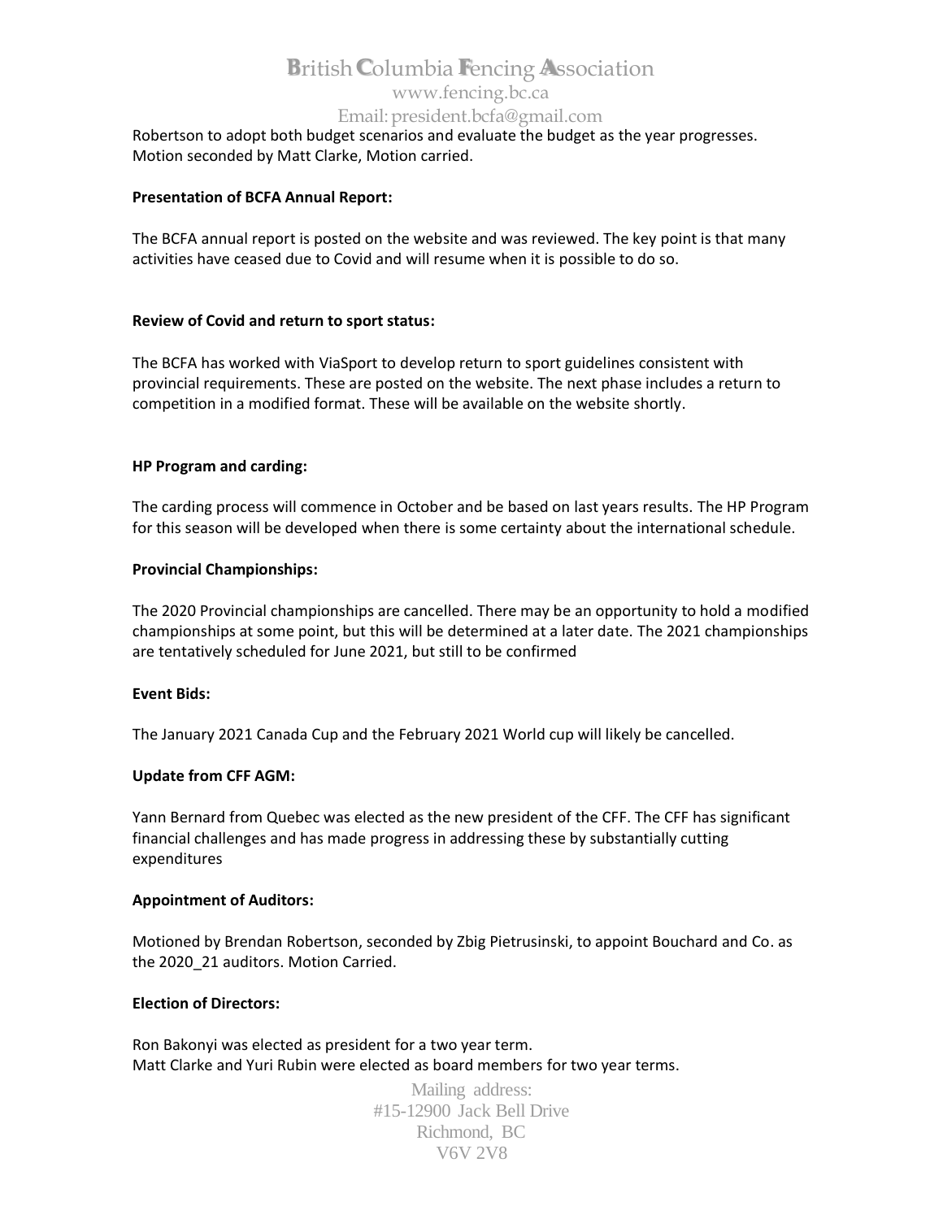Robertson to adopt both budget scenarios and evaluate the budget as the year progresses. Motion seconded by Matt Clarke, Motion carried.

**Presentation of BCFA Annual Report:**

The BCFA annual report is posted on the website and was reviewed. The key point is that many activities have ceased due to Covid and will resume when it is possible to do so.

**Review of Covid and return to sport status:**

The BCFA has worked with ViaSport to develop return to sport guidelines consistent with provincial requirements. These are posted on the website. The next phase includes a return to competition in a modified format. These will be available on the website shortly.

**HP Program and carding:**

The carding process will commence in October and be based on last years results. The HP Program for this season will be developed when there is some certainty about the international schedule.

**Provincial Championships:**

The 2020 Provincial championships are cancelled. There may be an opportunity to hold a modified championships at some point, but this will be determined at a later date. The 2021 championships are tentatively scheduled for June 2021, but still to be confirmed

**Event Bids:**

The January 2021 Canada Cup and the February 2021 World cup will likely be cancelled.

**Update from CFF AGM:**

Yann Bernard from Quebec was elected as the new president of the CFF. The CFF has significant financial challenges and has made progress in addressing these by substantially cutting expenditures

**Appointment of Auditors:**

Motioned by Brendan Robertson, seconded by Zbig Pietrusinski, to appoint Bouchard and Co. as the 2020_21 auditors. Motion Carried.

**Election of Directors:**

Ron Bakonyi was elected as president for a two year term.
Matt Clarke and Yuri Rubin were elected as board members for two year terms.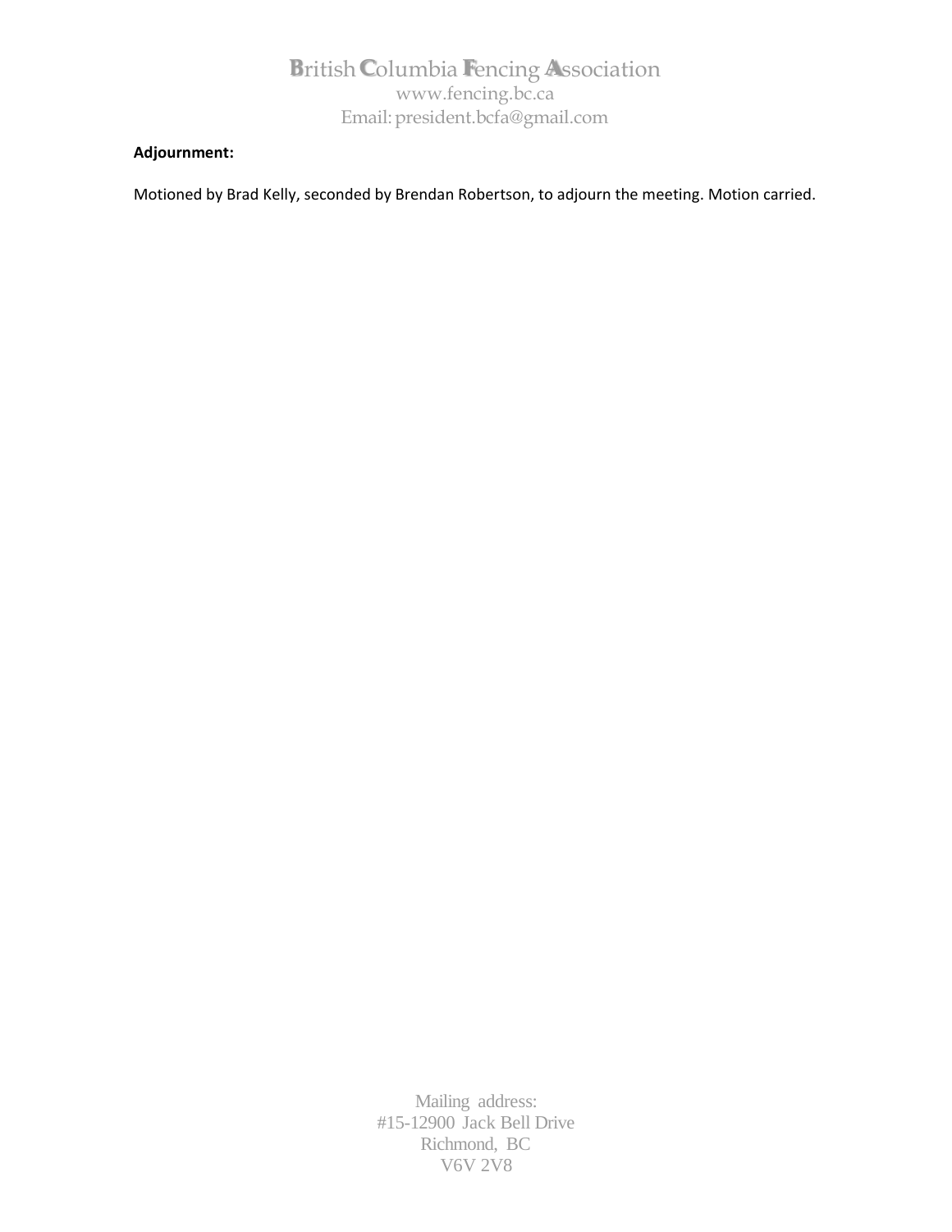**Adjournment:**

Motioned by Brad Kelly, seconded by Brendan Robertson, to adjourn the meeting. Motion carried.